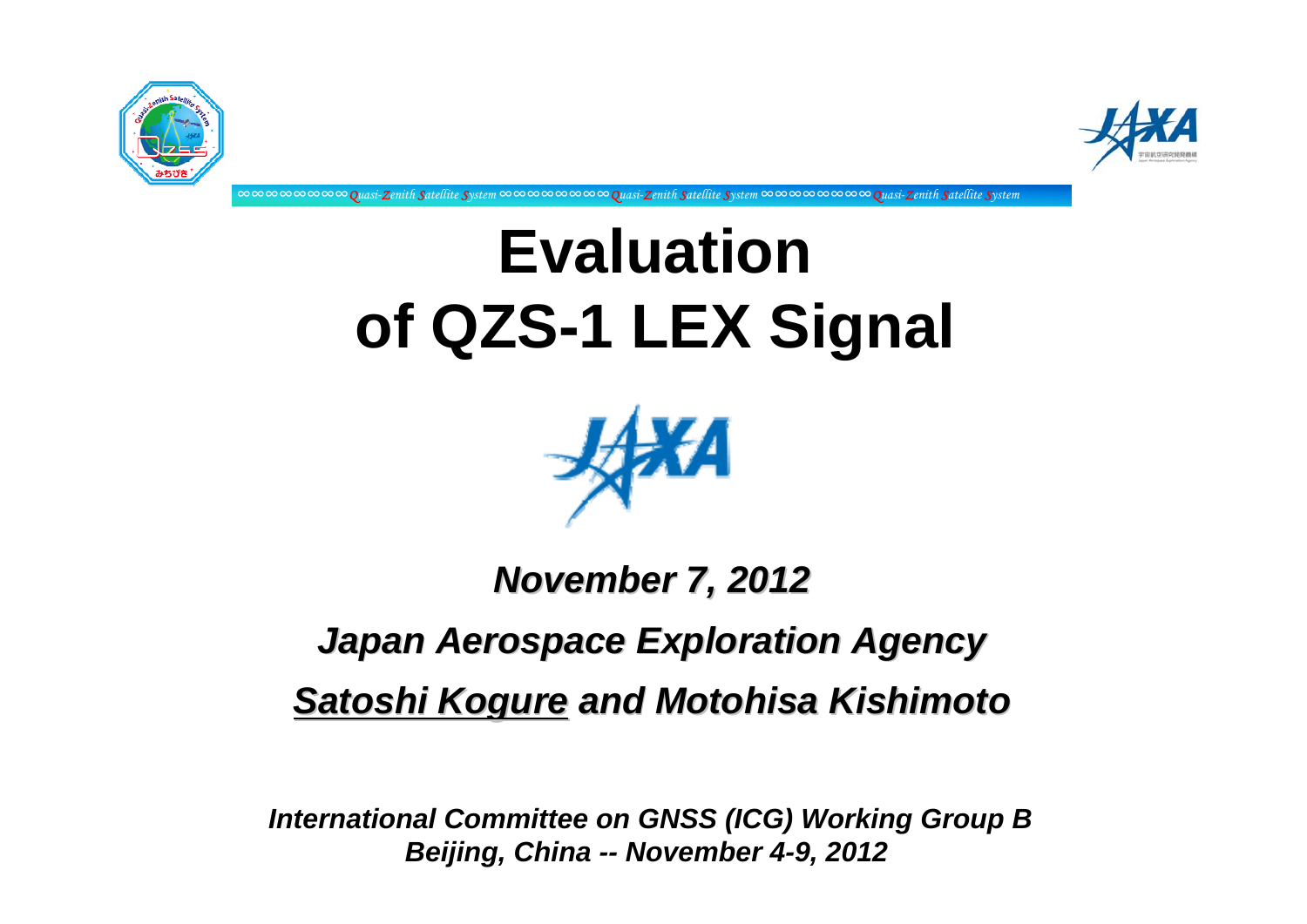# Evaluation of QZS-1 LEX Signal

***November 7, 2012***

***Japan Aerospace Exploration Agency***

***Satoshi Kogure and Motohisa Kishimoto***

***International Committee on GNSS (ICG) Working Group B***
***Beijing, China -- November 4-9, 2012***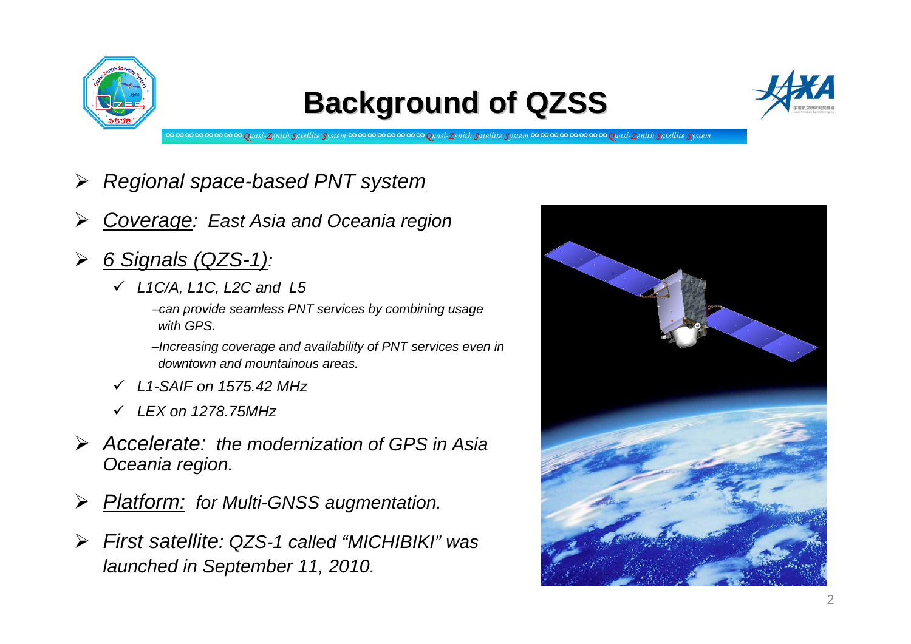# Background of QZSS

- *Regional space-based PNT system*
- *Coverage: East Asia and Oceania region*
- *6 Signals (QZS-1):*
  - ✓ *L1C/A, L1C, L2C and L5*
    - *–can provide seamless PNT services by combining usage with GPS.*
    - *–Increasing coverage and availability of PNT services even in downtown and mountainous areas.*
  - ✓ *L1-SAIF on 1575.42 MHz*
  - ✓ *LEX on 1278.75MHz*
- *Accelerate: the modernization of GPS in Asia Oceania region.*
- *Platform: for Multi-GNSS augmentation.*
- *First satellite: QZS-1 called "MICHIBIKI" was launched in September 11, 2010.*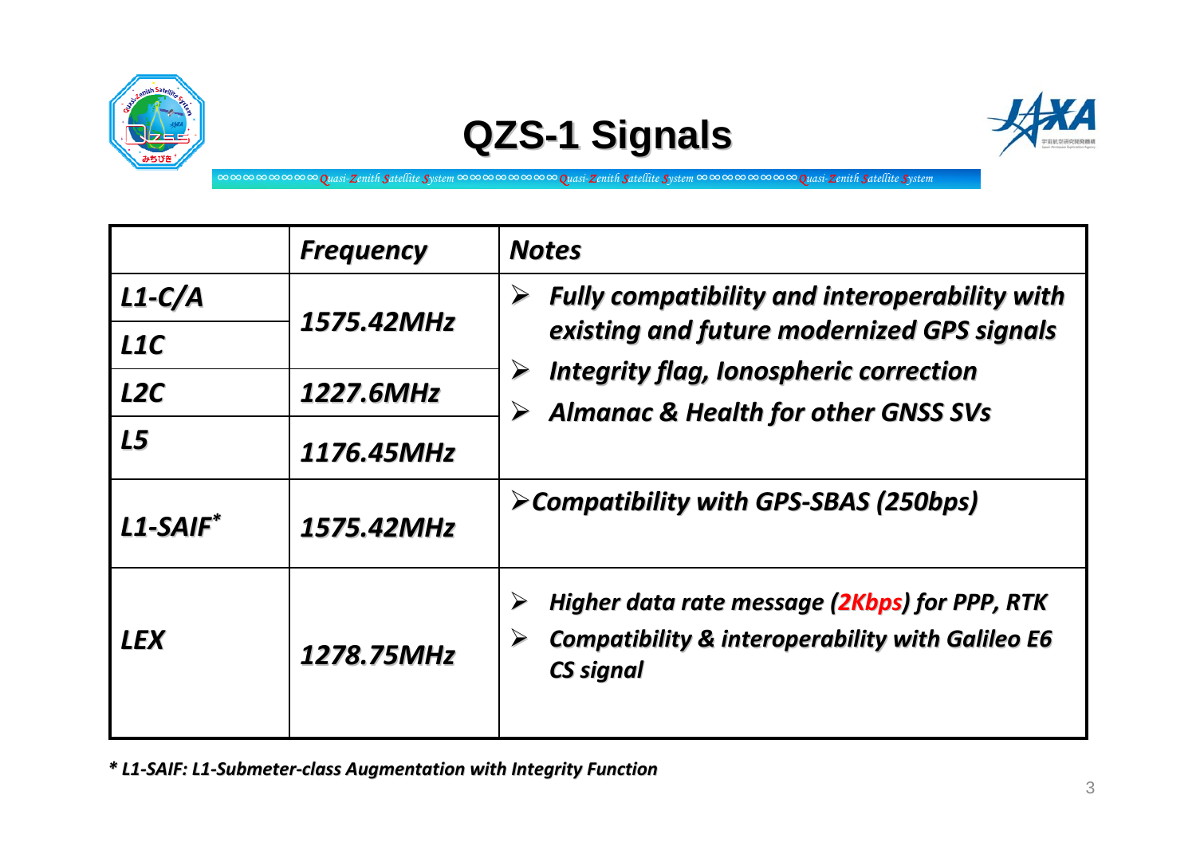# QZS-1 Signals

| | Frequency | Notes |
|---|---|---|
| L1-C/A | 1575.42MHz | ➢ Fully compatibility and interoperability with existing and future modernized GPS signals<br>➢ Integrity flag, Ionospheric correction<br>➢ Almanac & Health for other GNSS SVs |
| L1C | | |
| L2C | 1227.6MHz | |
| L5 | 1176.45MHz | |
| L1-SAIF* | 1575.42MHz | ➢ Compatibility with GPS-SBAS (250bps) |
| LEX | 1278.75MHz | ➢ Higher data rate message (2Kbps) for PPP, RTK<br>➢ Compatibility & interoperability with Galileo E6 CS signal |

* L1-SAIF: L1-Submeter-class Augmentation with Integrity Function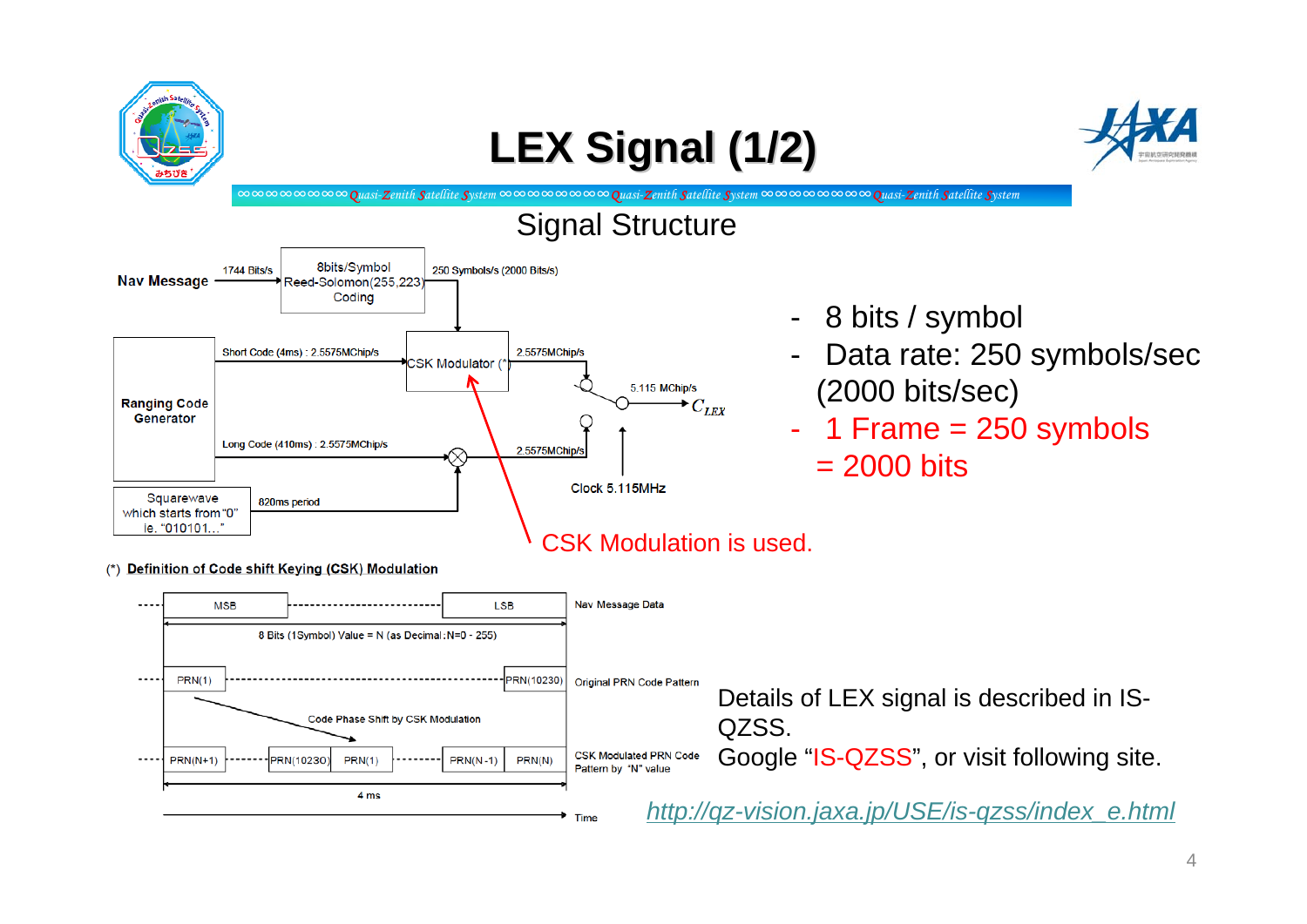# LEX Signal (1/2)

## Signal Structure

Nav Message → 1744 Bits/s → 8bits/Symbol Reed-Solomon(255,223) Coding → 250 Symbols/s (2000 Bits/s) → CSK Modulator (*)

Ranging Code Generator

Short Code (4ms) : 2.5575MChip/s → CSK Modulator (*) → 2.5575MChip/s

Long Code (410ms) : 2.5575MChip/s → ⊗ → 2.5575MChip/s

Squarewave which starts from "0" ie. "010101…" → 820ms period → ⊗

5.115 MChip/s → $C_{LEX}$

Clock 5.115MHz

CSK Modulation is used.

- 8 bits / symbol
- Data rate: 250 symbols/sec (2000 bits/sec)
- 1 Frame = 250 symbols = 2000 bits

(*) **Definition of Code shift Keying (CSK) Modulation**

MSB ------- LSB : Nav Message Data

8 Bits (1Symbol) Value = N (as Decimal : N=0 - 255)

PRN(1) ------- PRN(10230) : Original PRN Code Pattern

Code Phase Shift by CSK Modulation

PRN(N+1) ------- PRN(10230) PRN(1) ------- PRN(N-1) PRN(N) : CSK Modulated PRN Code Pattern by "N" value

4 ms

Time

Details of LEX signal is described in IS-QZSS.
Google "IS-QZSS", or visit following site.

*http://qz-vision.jaxa.jp/USE/is-qzss/index_e.html*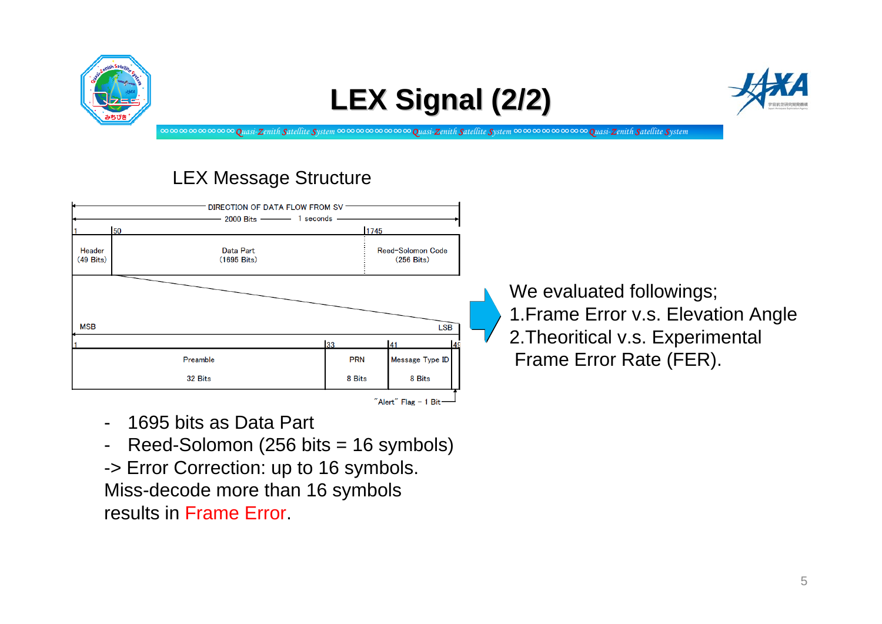# LEX Signal (2/2)

## LEX Message Structure

DIRECTION OF DATA FLOW FROM SV

2000 Bits — 1 seconds

| 1 | 50 | 1745 |
|---|---|---|
| Header (49 Bits) | Data Part (1695 Bits) | Reed-Solomon Code (256 Bits) |

MSB — LSB

| 1 | 33 | 41 | 49 |
|---|---|---|---|
| Preamble 32 Bits | PRN 8 Bits | Message Type ID 8 Bits | |

"Alert" Flag – 1 Bit

- 1695 bits as Data Part
- Reed-Solomon (256 bits = 16 symbols)

-> Error Correction: up to 16 symbols.
Miss-decode more than 16 symbols results in Frame Error.

We evaluated followings;

1. Frame Error v.s. Elevation Angle
2. Theoritical v.s. Experimental Frame Error Rate (FER).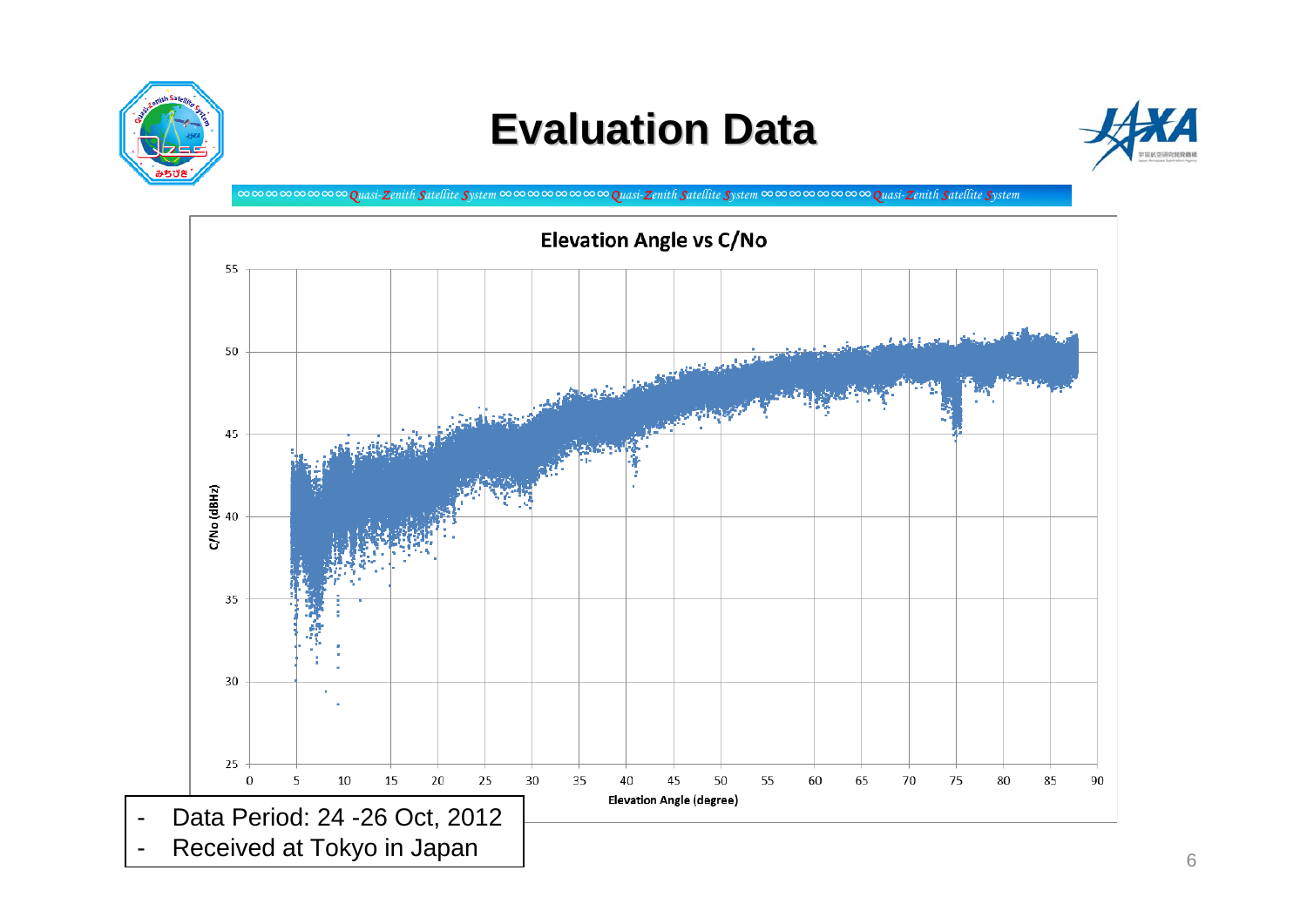# Evaluation Data

Elevation Angle vs C/No

- Data Period: 24 -26 Oct, 2012
- Received at Tokyo in Japan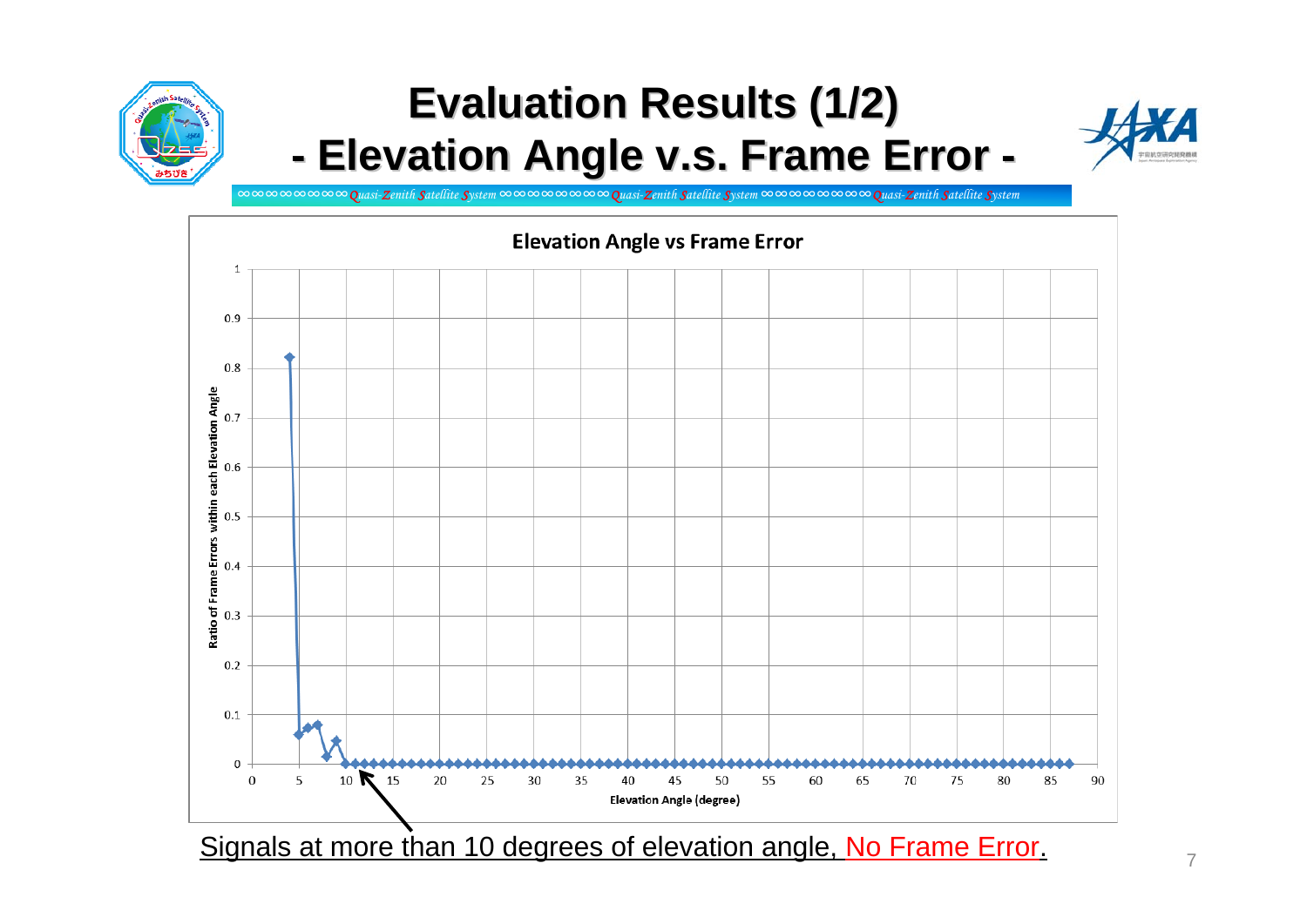# Evaluation Results (1/2)
## - Elevation Angle v.s. Frame Error -

Quasi-Zenith Satellite System

**Elevation Angle vs Frame Error**

Ratio of Frame Errors within each Elevation Angle

Elevation Angle (degree)

Signals at more than 10 degrees of elevation angle, No Frame Error.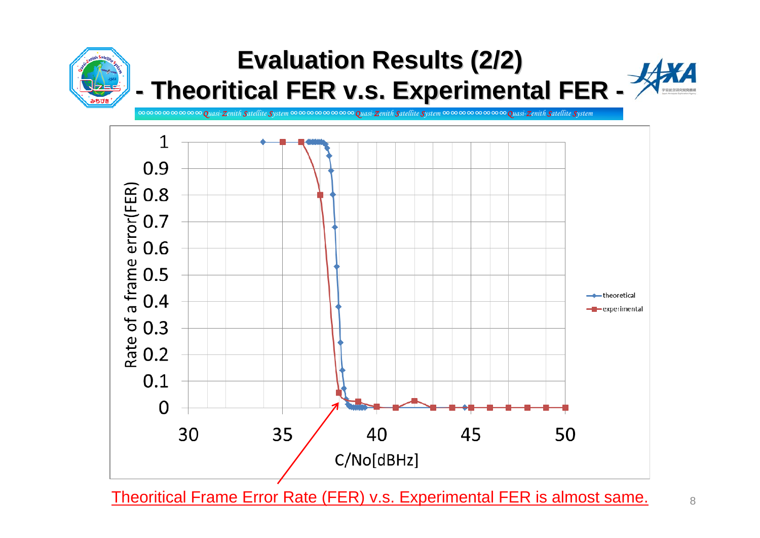# Evaluation Results (2/2)
## - Theoritical FER v.s. Experimental FER -

Theoritical Frame Error Rate (FER) v.s. Experimental FER is almost same.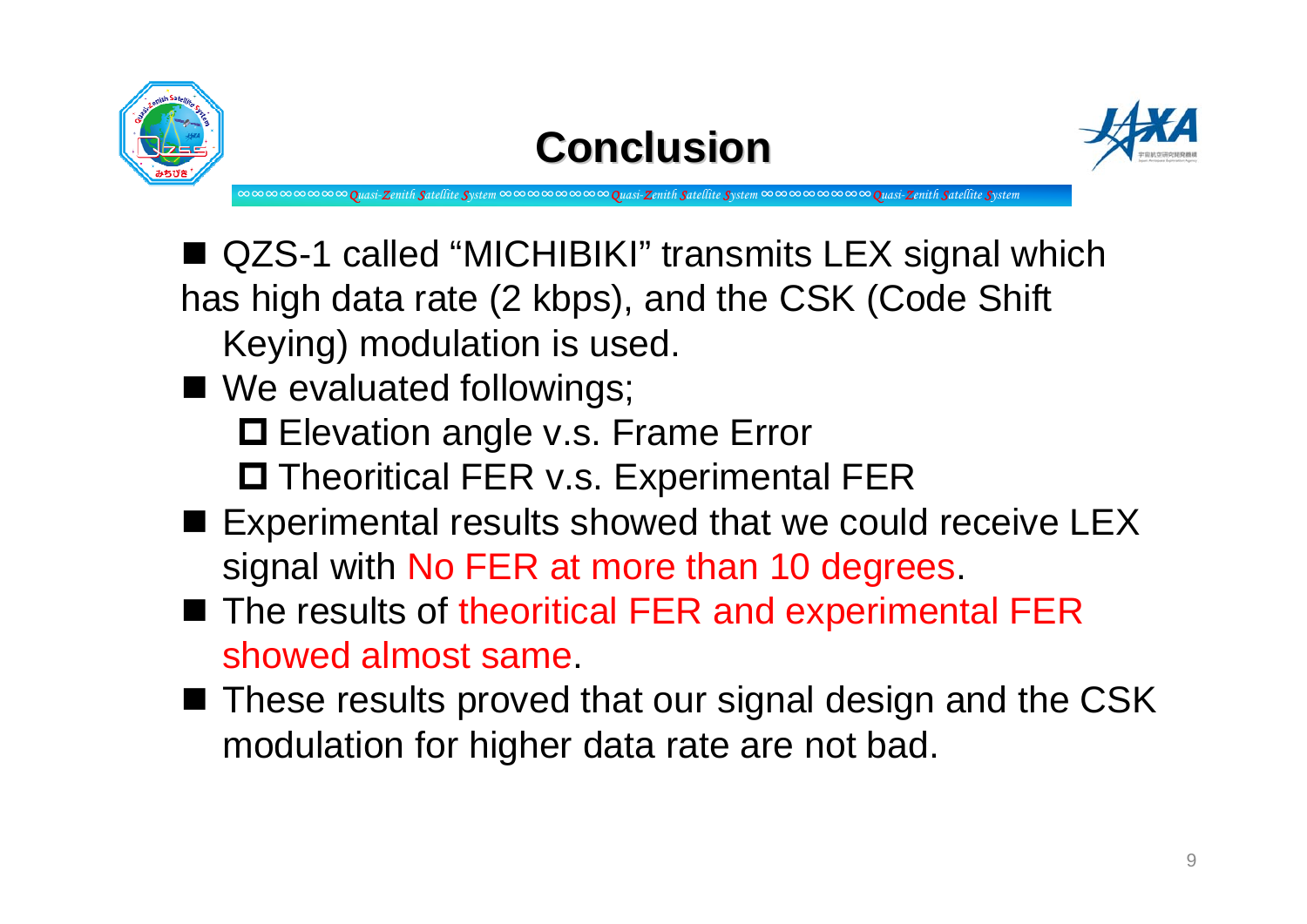# Conclusion

- QZS-1 called "MICHIBIKI" transmits LEX signal which has high data rate (2 kbps), and the CSK (Code Shift Keying) modulation is used.
- We evaluated followings;
  - Elevation angle v.s. Frame Error
  - Theoritical FER v.s. Experimental FER
- Experimental results showed that we could receive LEX signal with No FER at more than 10 degrees.
- The results of theoritical FER and experimental FER showed almost same.
- These results proved that our signal design and the CSK modulation for higher data rate are not bad.